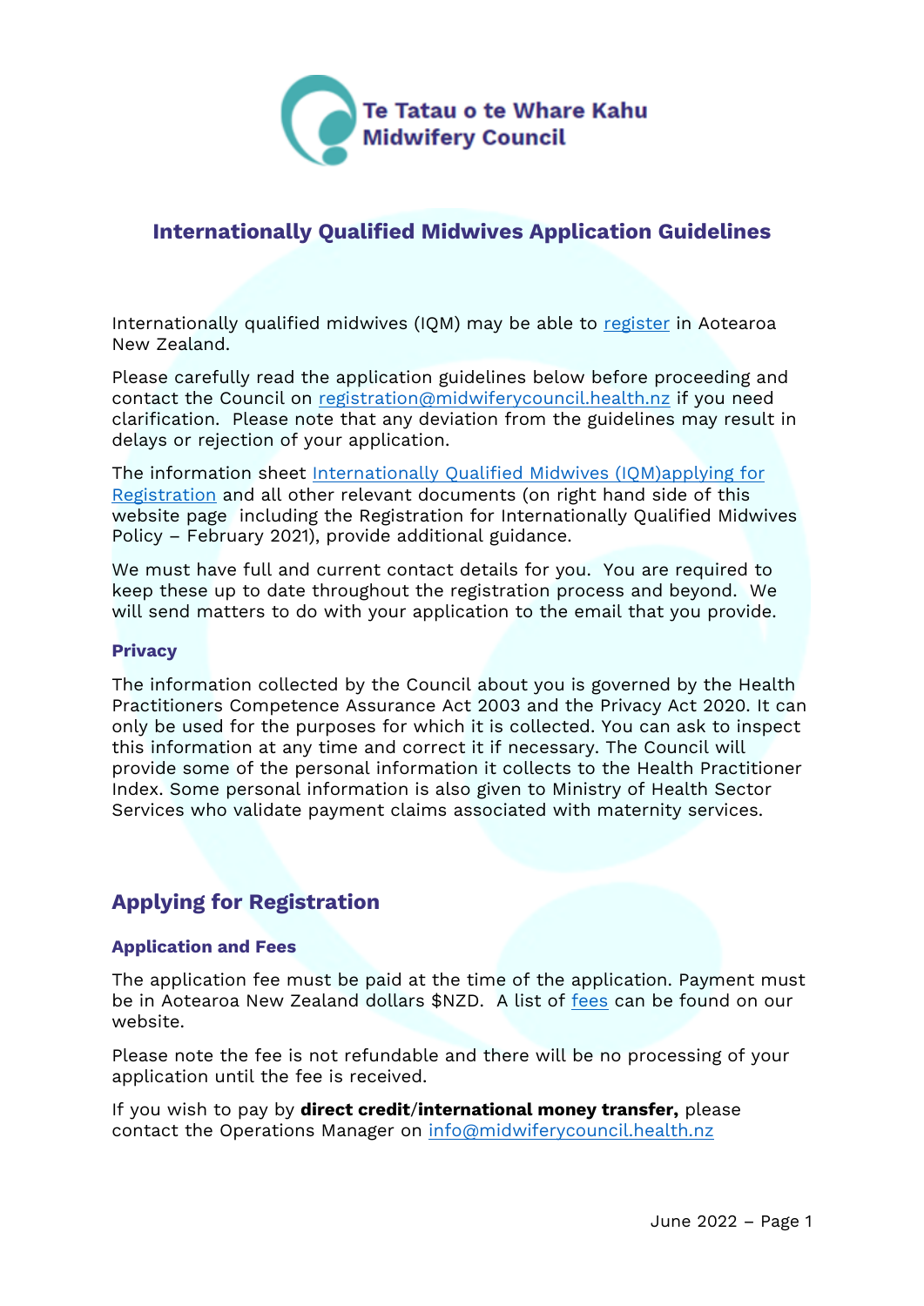Te Tatau o te Whare Kahu
Midwifery Council

# Internationally Qualified Midwives Application Guidelines

Internationally qualified midwives (IQM) may be able to register in Aotearoa New Zealand.

Please carefully read the application guidelines below before proceeding and contact the Council on registration@midwiferycouncil.health.nz if you need clarification. Please note that any deviation from the guidelines may result in delays or rejection of your application.

The information sheet Internationally Qualified Midwives (IQM)applying for Registration and all other relevant documents (on right hand side of this website page including the Registration for Internationally Qualified Midwives Policy – February 2021), provide additional guidance.

We must have full and current contact details for you. You are required to keep these up to date throughout the registration process and beyond. We will send matters to do with your application to the email that you provide.

### Privacy

The information collected by the Council about you is governed by the Health Practitioners Competence Assurance Act 2003 and the Privacy Act 2020. It can only be used for the purposes for which it is collected. You can ask to inspect this information at any time and correct it if necessary. The Council will provide some of the personal information it collects to the Health Practitioner Index. Some personal information is also given to Ministry of Health Sector Services who validate payment claims associated with maternity services.

## Applying for Registration

### Application and Fees

The application fee must be paid at the time of the application. Payment must be in Aotearoa New Zealand dollars $NZD. A list of fees can be found on our website.

Please note the fee is not refundable and there will be no processing of your application until the fee is received.

If you wish to pay by **direct credit/international money transfer,** please contact the Operations Manager on info@midwiferycouncil.health.nz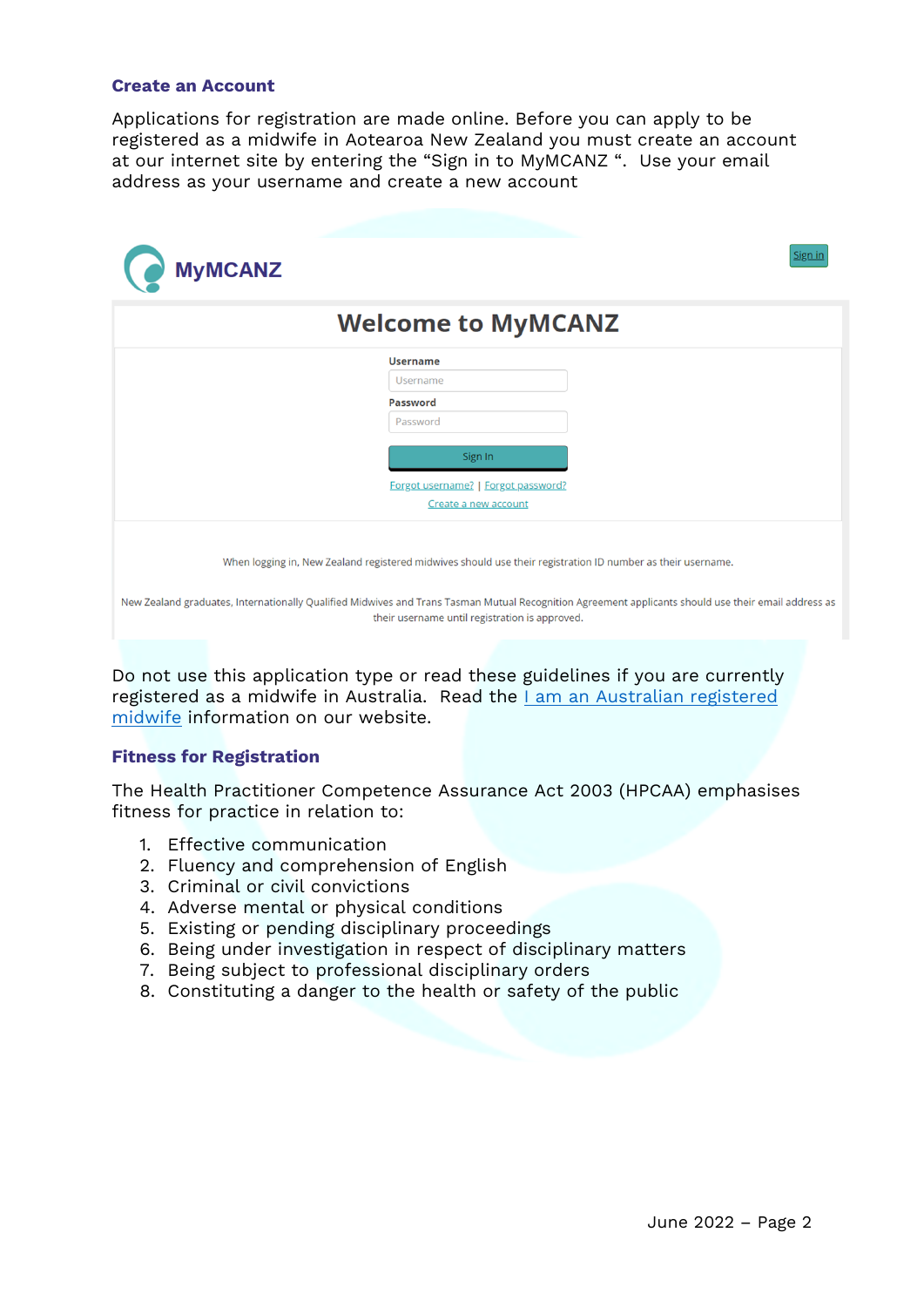### Create an Account

Applications for registration are made online. Before you can apply to be registered as a midwife in Aotearoa New Zealand you must create an account at our internet site by entering the "Sign in to MyMCANZ ". Use your email address as your username and create a new account

Do not use this application type or read these guidelines if you are currently registered as a midwife in Australia. Read the I am an Australian registered midwife information on our website.

### Fitness for Registration

The Health Practitioner Competence Assurance Act 2003 (HPCAA) emphasises fitness for practice in relation to:

1. Effective communication
2. Fluency and comprehension of English
3. Criminal or civil convictions
4. Adverse mental or physical conditions
5. Existing or pending disciplinary proceedings
6. Being under investigation in respect of disciplinary matters
7. Being subject to professional disciplinary orders
8. Constituting a danger to the health or safety of the public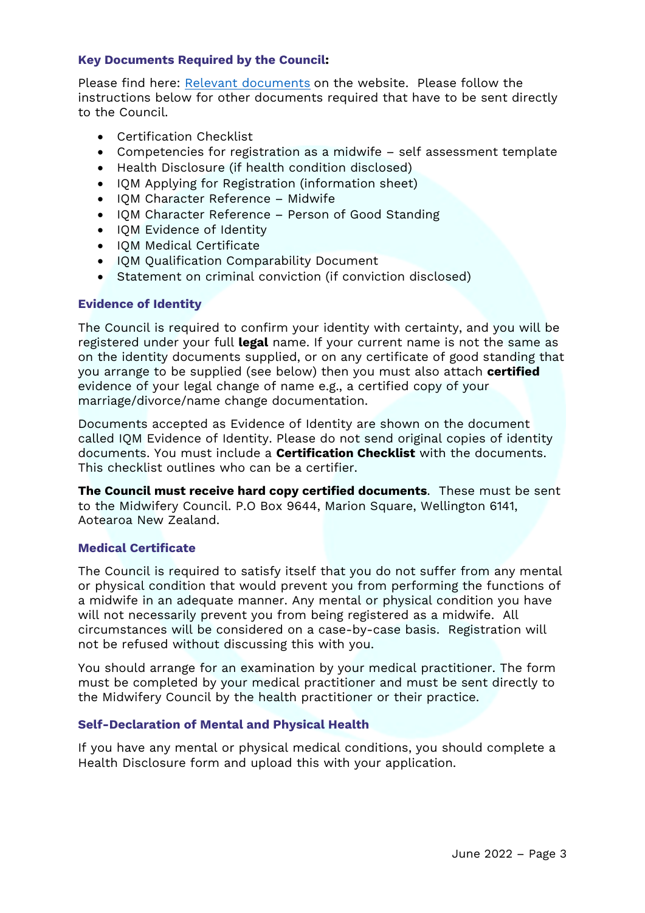### **Key Documents Required by the Council:**

Please find here: [Relevant documents] on the website. Please follow the instructions below for other documents required that have to be sent directly to the Council.

- Certification Checklist
- Competencies for registration as a midwife – self assessment template
- Health Disclosure (if health condition disclosed)
- IQM Applying for Registration (information sheet)
- IQM Character Reference – Midwife
- IQM Character Reference – Person of Good Standing
- IQM Evidence of Identity
- IQM Medical Certificate
- IQM Qualification Comparability Document
- Statement on criminal conviction (if conviction disclosed)

### **Evidence of Identity**

The Council is required to confirm your identity with certainty, and you will be registered under your full **legal** name. If your current name is not the same as on the identity documents supplied, or on any certificate of good standing that you arrange to be supplied (see below) then you must also attach **certified** evidence of your legal change of name e.g., a certified copy of your marriage/divorce/name change documentation.

Documents accepted as Evidence of Identity are shown on the document called IQM Evidence of Identity. Please do not send original copies of identity documents. You must include a **Certification Checklist** with the documents. This checklist outlines who can be a certifier.

**The Council must receive hard copy certified documents**. These must be sent to the Midwifery Council. P.O Box 9644, Marion Square, Wellington 6141, Aotearoa New Zealand.

### **Medical Certificate**

The Council is required to satisfy itself that you do not suffer from any mental or physical condition that would prevent you from performing the functions of a midwife in an adequate manner. Any mental or physical condition you have will not necessarily prevent you from being registered as a midwife. All circumstances will be considered on a case-by-case basis. Registration will not be refused without discussing this with you.

You should arrange for an examination by your medical practitioner. The form must be completed by your medical practitioner and must be sent directly to the Midwifery Council by the health practitioner or their practice.

### **Self-Declaration of Mental and Physical Health**

If you have any mental or physical medical conditions, you should complete a Health Disclosure form and upload this with your application.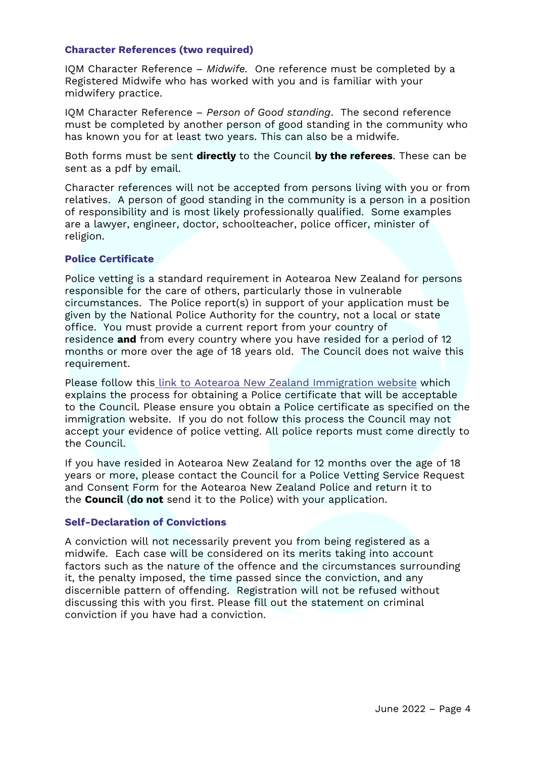### Character References (two required)

IQM Character Reference – *Midwife*. One reference must be completed by a Registered Midwife who has worked with you and is familiar with your midwifery practice.

IQM Character Reference – *Person of Good standing*. The second reference must be completed by another person of good standing in the community who has known you for at least two years. This can also be a midwife.

Both forms must be sent **directly** to the Council **by the referees**. These can be sent as a pdf by email.

Character references will not be accepted from persons living with you or from relatives. A person of good standing in the community is a person in a position of responsibility and is most likely professionally qualified. Some examples are a lawyer, engineer, doctor, schoolteacher, police officer, minister of religion.

### Police Certificate

Police vetting is a standard requirement in Aotearoa New Zealand for persons responsible for the care of others, particularly those in vulnerable circumstances. The Police report(s) in support of your application must be given by the National Police Authority for the country, not a local or state office. You must provide a current report from your country of residence **and** from every country where you have resided for a period of 12 months or more over the age of 18 years old. The Council does not waive this requirement.

Please follow this link to Aotearoa New Zealand Immigration website which explains the process for obtaining a Police certificate that will be acceptable to the Council. Please ensure you obtain a Police certificate as specified on the immigration website. If you do not follow this process the Council may not accept your evidence of police vetting. All police reports must come directly to the Council.

If you have resided in Aotearoa New Zealand for 12 months over the age of 18 years or more, please contact the Council for a Police Vetting Service Request and Consent Form for the Aotearoa New Zealand Police and return it to the **Council** (**do not** send it to the Police) with your application.

### Self-Declaration of Convictions

A conviction will not necessarily prevent you from being registered as a midwife. Each case will be considered on its merits taking into account factors such as the nature of the offence and the circumstances surrounding it, the penalty imposed, the time passed since the conviction, and any discernible pattern of offending. Registration will not be refused without discussing this with you first. Please fill out the statement on criminal conviction if you have had a conviction.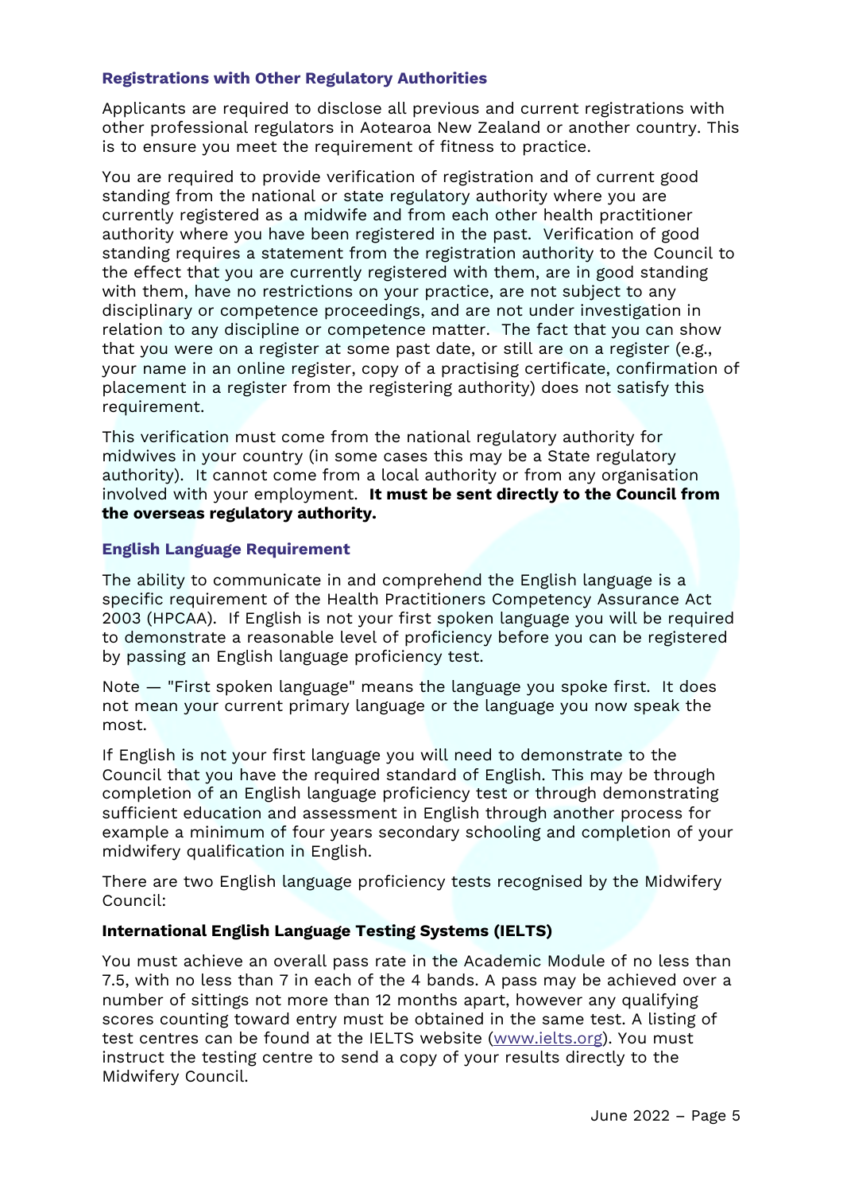### Registrations with Other Regulatory Authorities

Applicants are required to disclose all previous and current registrations with other professional regulators in Aotearoa New Zealand or another country. This is to ensure you meet the requirement of fitness to practice.

You are required to provide verification of registration and of current good standing from the national or state regulatory authority where you are currently registered as a midwife and from each other health practitioner authority where you have been registered in the past. Verification of good standing requires a statement from the registration authority to the Council to the effect that you are currently registered with them, are in good standing with them, have no restrictions on your practice, are not subject to any disciplinary or competence proceedings, and are not under investigation in relation to any discipline or competence matter. The fact that you can show that you were on a register at some past date, or still are on a register (e.g., your name in an online register, copy of a practising certificate, confirmation of placement in a register from the registering authority) does not satisfy this requirement.

This verification must come from the national regulatory authority for midwives in your country (in some cases this may be a State regulatory authority). It cannot come from a local authority or from any organisation involved with your employment. **It must be sent directly to the Council from the overseas regulatory authority.**

### English Language Requirement

The ability to communicate in and comprehend the English language is a specific requirement of the Health Practitioners Competency Assurance Act 2003 (HPCAA). If English is not your first spoken language you will be required to demonstrate a reasonable level of proficiency before you can be registered by passing an English language proficiency test.

Note — "First spoken language" means the language you spoke first. It does not mean your current primary language or the language you now speak the most.

If English is not your first language you will need to demonstrate to the Council that you have the required standard of English. This may be through completion of an English language proficiency test or through demonstrating sufficient education and assessment in English through another process for example a minimum of four years secondary schooling and completion of your midwifery qualification in English.

There are two English language proficiency tests recognised by the Midwifery Council:

**International English Language Testing Systems (IELTS)**

You must achieve an overall pass rate in the Academic Module of no less than 7.5, with no less than 7 in each of the 4 bands. A pass may be achieved over a number of sittings not more than 12 months apart, however any qualifying scores counting toward entry must be obtained in the same test. A listing of test centres can be found at the IELTS website (www.ielts.org). You must instruct the testing centre to send a copy of your results directly to the Midwifery Council.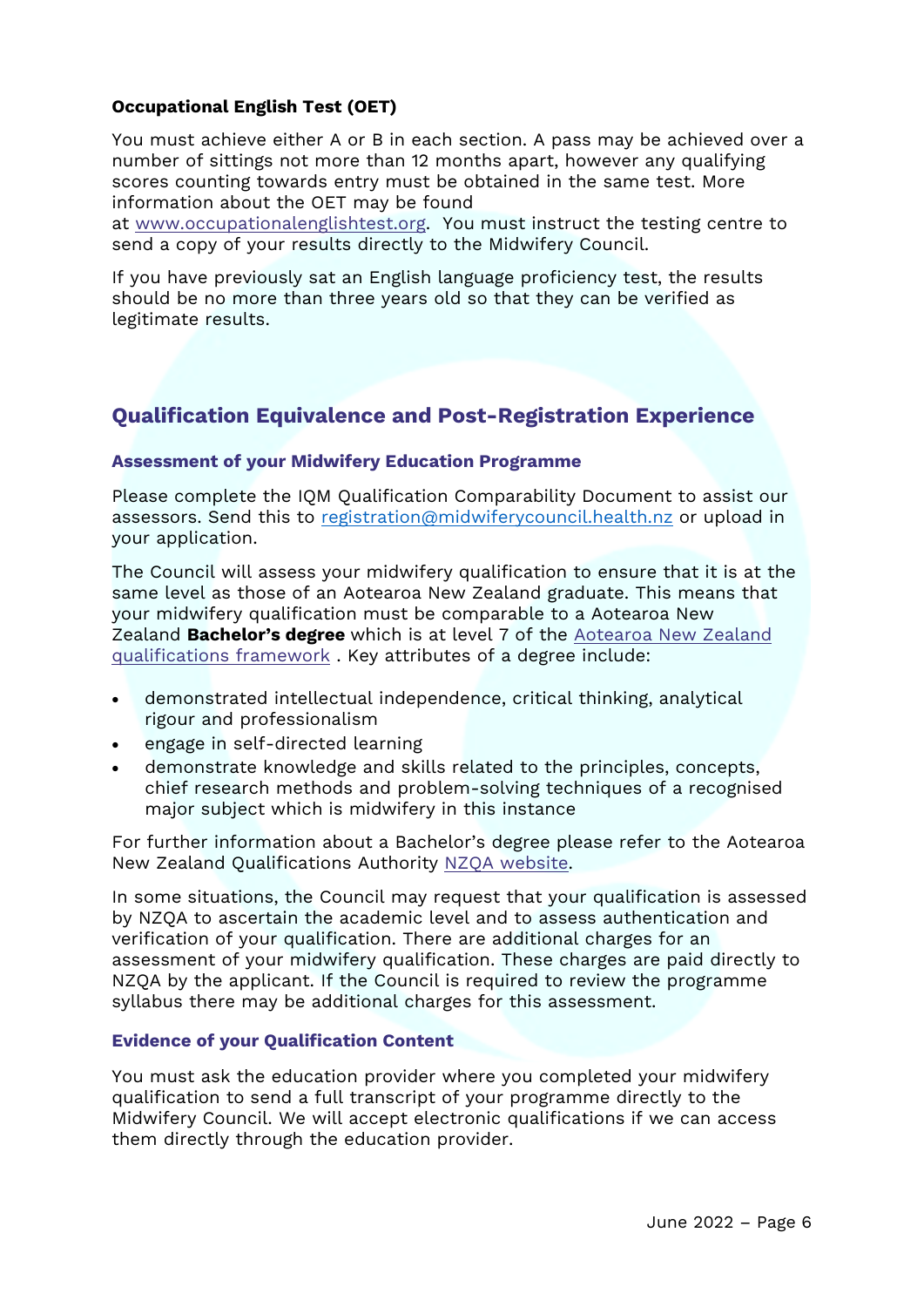### Occupational English Test (OET)

You must achieve either A or B in each section. A pass may be achieved over a number of sittings not more than 12 months apart, however any qualifying scores counting towards entry must be obtained in the same test. More information about the OET may be found at [www.occupationalenglishtest.org](http://www.occupationalenglishtest.org). You must instruct the testing centre to send a copy of your results directly to the Midwifery Council.

If you have previously sat an English language proficiency test, the results should be no more than three years old so that they can be verified as legitimate results.

## Qualification Equivalence and Post-Registration Experience

### Assessment of your Midwifery Education Programme

Please complete the IQM Qualification Comparability Document to assist our assessors. Send this to registration@midwiferycouncil.health.nz or upload in your application.

The Council will assess your midwifery qualification to ensure that it is at the same level as those of an Aotearoa New Zealand graduate. This means that your midwifery qualification must be comparable to a Aotearoa New Zealand **Bachelor's degree** which is at level 7 of the Aotearoa New Zealand qualifications framework . Key attributes of a degree include:

- demonstrated intellectual independence, critical thinking, analytical rigour and professionalism
- engage in self-directed learning
- demonstrate knowledge and skills related to the principles, concepts, chief research methods and problem-solving techniques of a recognised major subject which is midwifery in this instance

For further information about a Bachelor's degree please refer to the Aotearoa New Zealand Qualifications Authority NZQA website.

In some situations, the Council may request that your qualification is assessed by NZQA to ascertain the academic level and to assess authentication and verification of your qualification. There are additional charges for an assessment of your midwifery qualification. These charges are paid directly to NZQA by the applicant. If the Council is required to review the programme syllabus there may be additional charges for this assessment.

### Evidence of your Qualification Content

You must ask the education provider where you completed your midwifery qualification to send a full transcript of your programme directly to the Midwifery Council. We will accept electronic qualifications if we can access them directly through the education provider.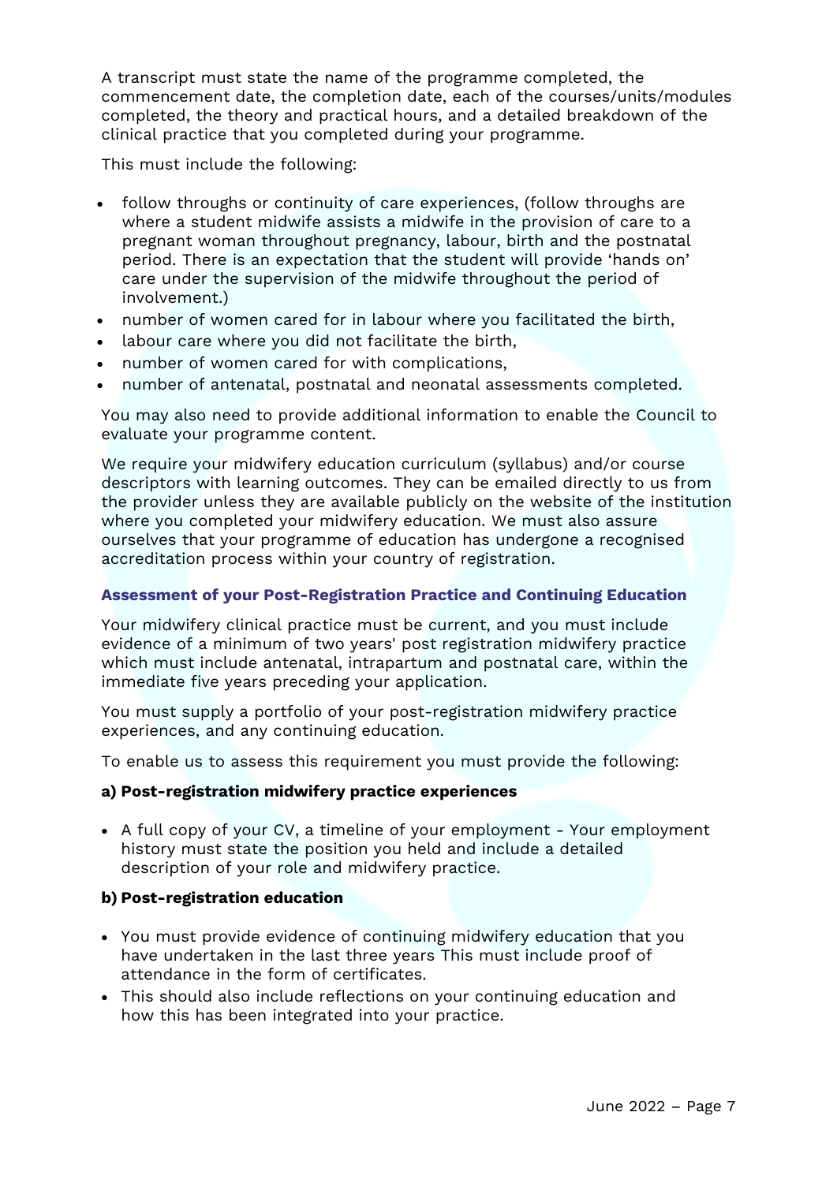A transcript must state the name of the programme completed, the commencement date, the completion date, each of the courses/units/modules completed, the theory and practical hours, and a detailed breakdown of the clinical practice that you completed during your programme.

This must include the following:

- follow throughs or continuity of care experiences, (follow throughs are where a student midwife assists a midwife in the provision of care to a pregnant woman throughout pregnancy, labour, birth and the postnatal period. There is an expectation that the student will provide 'hands on' care under the supervision of the midwife throughout the period of involvement.)
- number of women cared for in labour where you facilitated the birth,
- labour care where you did not facilitate the birth,
- number of women cared for with complications,
- number of antenatal, postnatal and neonatal assessments completed.

You may also need to provide additional information to enable the Council to evaluate your programme content.

We require your midwifery education curriculum (syllabus) and/or course descriptors with learning outcomes. They can be emailed directly to us from the provider unless they are available publicly on the website of the institution where you completed your midwifery education. We must also assure ourselves that your programme of education has undergone a recognised accreditation process within your country of registration.

### Assessment of your Post-Registration Practice and Continuing Education

Your midwifery clinical practice must be current, and you must include evidence of a minimum of two years' post registration midwifery practice which must include antenatal, intrapartum and postnatal care, within the immediate five years preceding your application.

You must supply a portfolio of your post-registration midwifery practice experiences, and any continuing education.

To enable us to assess this requirement you must provide the following:

**a) Post-registration midwifery practice experiences**

- A full copy of your CV, a timeline of your employment - Your employment history must state the position you held and include a detailed description of your role and midwifery practice.

**b) Post-registration education**

- You must provide evidence of continuing midwifery education that you have undertaken in the last three years This must include proof of attendance in the form of certificates.
- This should also include reflections on your continuing education and how this has been integrated into your practice.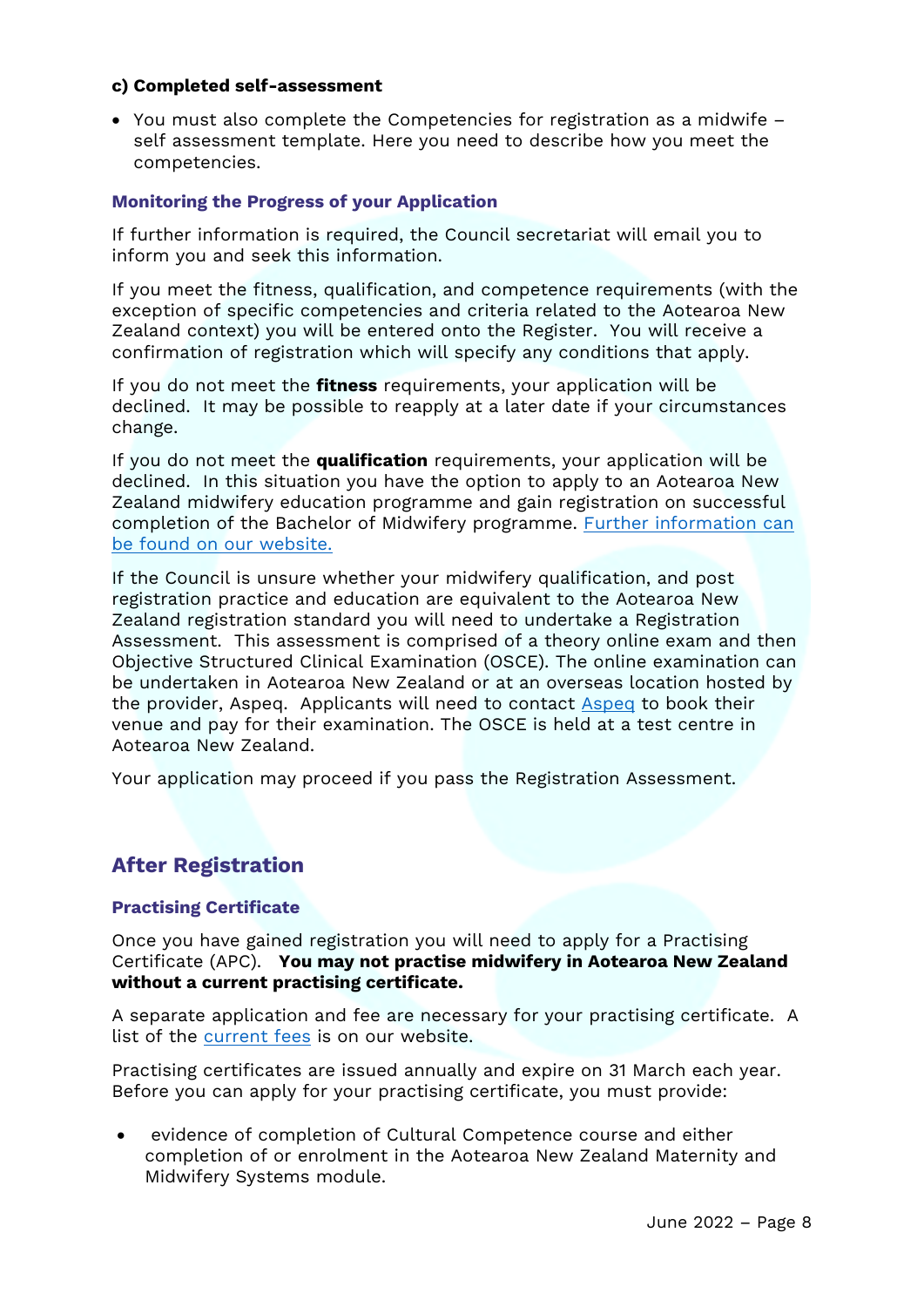**c) Completed self-assessment**

- You must also complete the Competencies for registration as a midwife – self assessment template. Here you need to describe how you meet the competencies.

### Monitoring the Progress of your Application

If further information is required, the Council secretariat will email you to inform you and seek this information.

If you meet the fitness, qualification, and competence requirements (with the exception of specific competencies and criteria related to the Aotearoa New Zealand context) you will be entered onto the Register. You will receive a confirmation of registration which will specify any conditions that apply.

If you do not meet the **fitness** requirements, your application will be declined. It may be possible to reapply at a later date if your circumstances change.

If you do not meet the **qualification** requirements, your application will be declined. In this situation you have the option to apply to an Aotearoa New Zealand midwifery education programme and gain registration on successful completion of the Bachelor of Midwifery programme. Further information can be found on our website.

If the Council is unsure whether your midwifery qualification, and post registration practice and education are equivalent to the Aotearoa New Zealand registration standard you will need to undertake a Registration Assessment. This assessment is comprised of a theory online exam and then Objective Structured Clinical Examination (OSCE). The online examination can be undertaken in Aotearoa New Zealand or at an overseas location hosted by the provider, Aspeq. Applicants will need to contact Aspeq to book their venue and pay for their examination. The OSCE is held at a test centre in Aotearoa New Zealand.

Your application may proceed if you pass the Registration Assessment.

## After Registration

### Practising Certificate

Once you have gained registration you will need to apply for a Practising Certificate (APC). **You may not practise midwifery in Aotearoa New Zealand without a current practising certificate.**

A separate application and fee are necessary for your practising certificate. A list of the current fees is on our website.

Practising certificates are issued annually and expire on 31 March each year. Before you can apply for your practising certificate, you must provide:

- evidence of completion of Cultural Competence course and either completion of or enrolment in the Aotearoa New Zealand Maternity and Midwifery Systems module.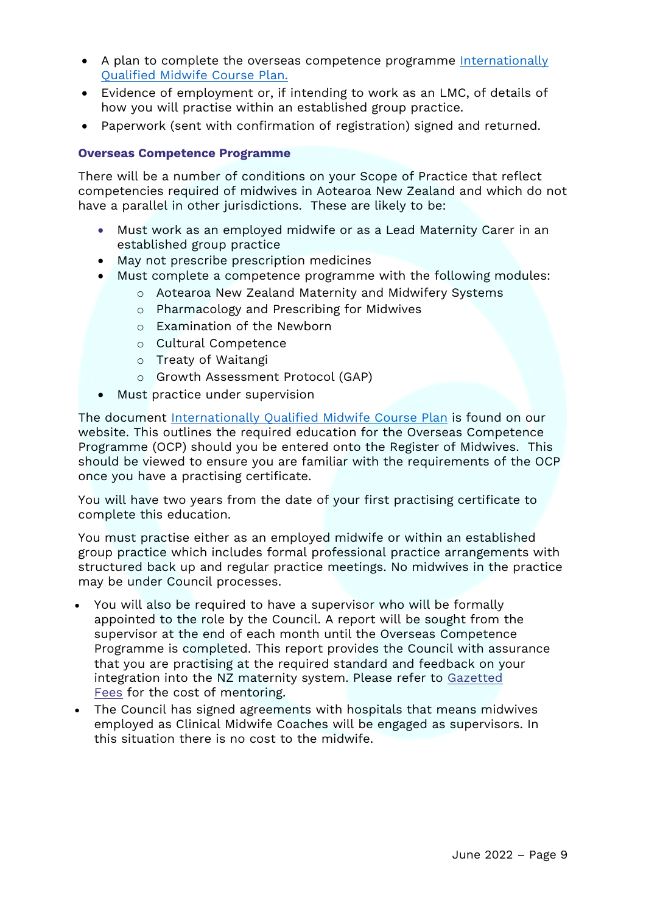- A plan to complete the overseas competence programme [Internationally Qualified Midwife Course Plan.]
- Evidence of employment or, if intending to work as an LMC, of details of how you will practise within an established group practice.
- Paperwork (sent with confirmation of registration) signed and returned.

### Overseas Competence Programme

There will be a number of conditions on your Scope of Practice that reflect competencies required of midwives in Aotearoa New Zealand and which do not have a parallel in other jurisdictions. These are likely to be:

- Must work as an employed midwife or as a Lead Maternity Carer in an established group practice
- May not prescribe prescription medicines
- Must complete a competence programme with the following modules:
  - Aotearoa New Zealand Maternity and Midwifery Systems
  - Pharmacology and Prescribing for Midwives
  - Examination of the Newborn
  - Cultural Competence
  - Treaty of Waitangi
  - Growth Assessment Protocol (GAP)
- Must practice under supervision

The document Internationally Qualified Midwife Course Plan is found on our website. This outlines the required education for the Overseas Competence Programme (OCP) should you be entered onto the Register of Midwives. This should be viewed to ensure you are familiar with the requirements of the OCP once you have a practising certificate.

You will have two years from the date of your first practising certificate to complete this education.

You must practise either as an employed midwife or within an established group practice which includes formal professional practice arrangements with structured back up and regular practice meetings. No midwives in the practice may be under Council processes.

- You will also be required to have a supervisor who will be formally appointed to the role by the Council. A report will be sought from the supervisor at the end of each month until the Overseas Competence Programme is completed. This report provides the Council with assurance that you are practising at the required standard and feedback on your integration into the NZ maternity system. Please refer to Gazetted Fees for the cost of mentoring.
- The Council has signed agreements with hospitals that means midwives employed as Clinical Midwife Coaches will be engaged as supervisors. In this situation there is no cost to the midwife.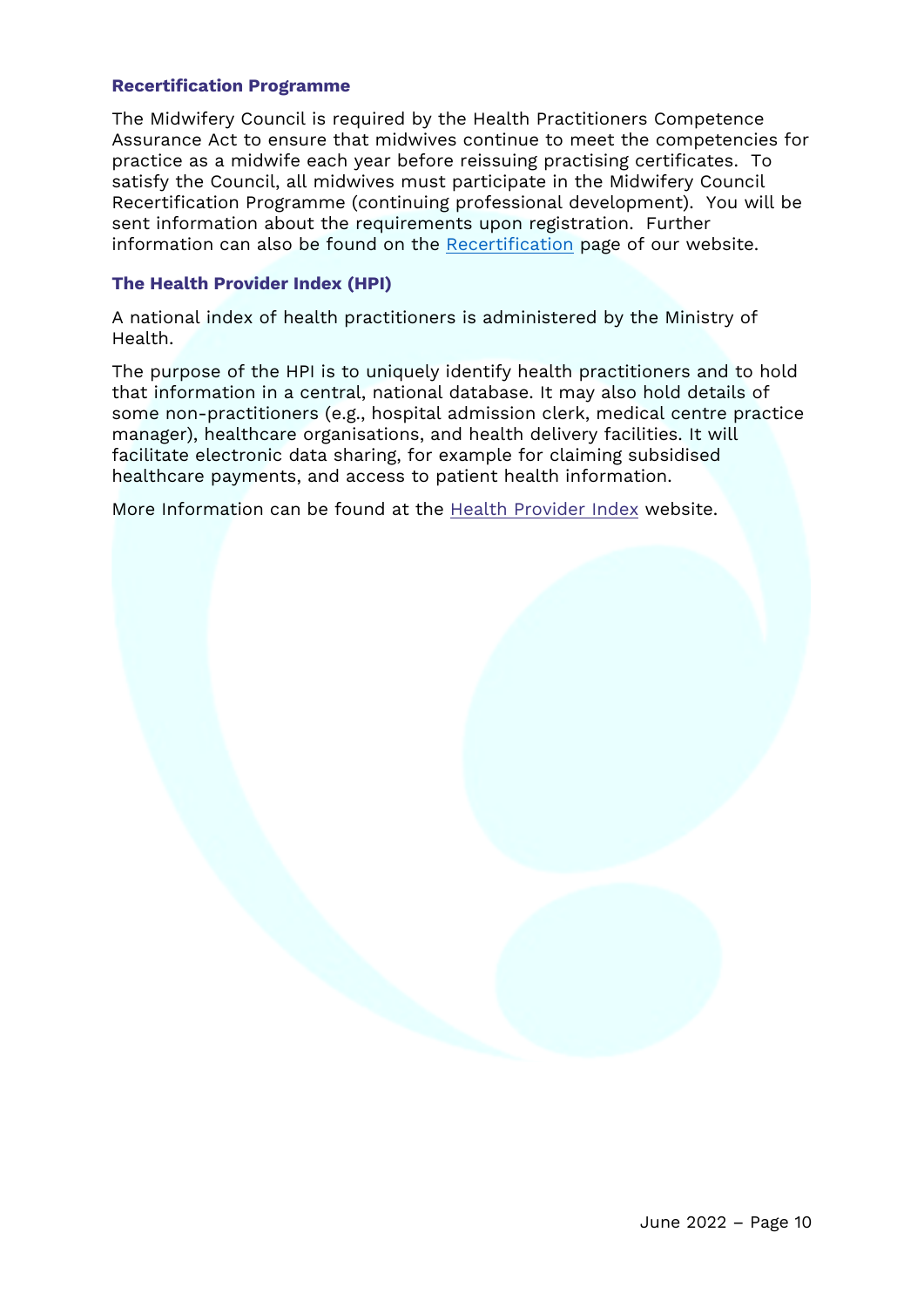### Recertification Programme

The Midwifery Council is required by the Health Practitioners Competence Assurance Act to ensure that midwives continue to meet the competencies for practice as a midwife each year before reissuing practising certificates. To satisfy the Council, all midwives must participate in the Midwifery Council Recertification Programme (continuing professional development). You will be sent information about the requirements upon registration. Further information can also be found on the [Recertification]() page of our website.

### The Health Provider Index (HPI)

A national index of health practitioners is administered by the Ministry of Health.

The purpose of the HPI is to uniquely identify health practitioners and to hold that information in a central, national database. It may also hold details of some non-practitioners (e.g., hospital admission clerk, medical centre practice manager), healthcare organisations, and health delivery facilities. It will facilitate electronic data sharing, for example for claiming subsidised healthcare payments, and access to patient health information.

More Information can be found at the [Health Provider Index]() website.